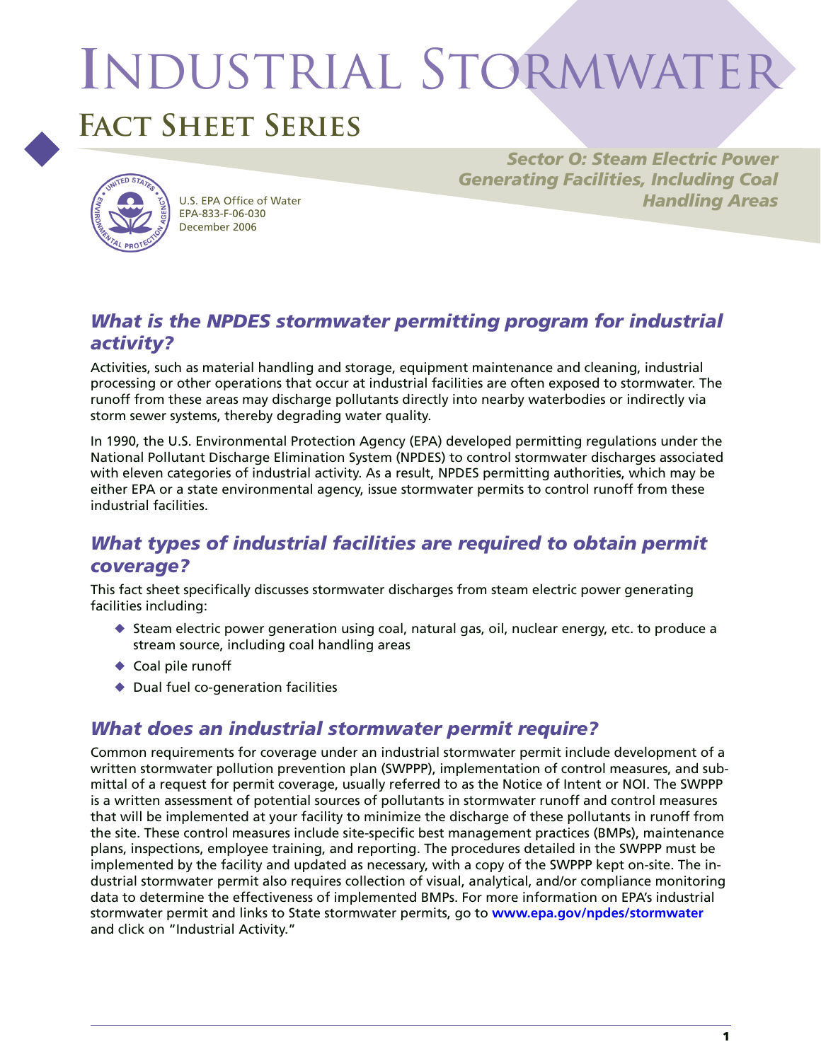# Industrial Stormwater

## Fact Sheet Series

**Sector O: Steam Electric Power Generating Facilities, Including Coal Handling Areas**

U.S. EPA Office of Water
EPA-833-F-06-030
December 2006

## What is the NPDES stormwater permitting program for industrial activity?

Activities, such as material handling and storage, equipment maintenance and cleaning, industrial processing or other operations that occur at industrial facilities are often exposed to stormwater. The runoff from these areas may discharge pollutants directly into nearby waterbodies or indirectly via storm sewer systems, thereby degrading water quality.

In 1990, the U.S. Environmental Protection Agency (EPA) developed permitting regulations under the National Pollutant Discharge Elimination System (NPDES) to control stormwater discharges associated with eleven categories of industrial activity. As a result, NPDES permitting authorities, which may be either EPA or a state environmental agency, issue stormwater permits to control runoff from these industrial facilities.

## What types of industrial facilities are required to obtain permit coverage?

This fact sheet specifically discusses stormwater discharges from steam electric power generating facilities including:

- Steam electric power generation using coal, natural gas, oil, nuclear energy, etc. to produce a stream source, including coal handling areas
- Coal pile runoff
- Dual fuel co-generation facilities

## What does an industrial stormwater permit require?

Common requirements for coverage under an industrial stormwater permit include development of a written stormwater pollution prevention plan (SWPPP), implementation of control measures, and submittal of a request for permit coverage, usually referred to as the Notice of Intent or NOI. The SWPPP is a written assessment of potential sources of pollutants in stormwater runoff and control measures that will be implemented at your facility to minimize the discharge of these pollutants in runoff from the site. These control measures include site-specific best management practices (BMPs), maintenance plans, inspections, employee training, and reporting. The procedures detailed in the SWPPP must be implemented by the facility and updated as necessary, with a copy of the SWPPP kept on-site. The industrial stormwater permit also requires collection of visual, analytical, and/or compliance monitoring data to determine the effectiveness of implemented BMPs. For more information on EPA's industrial stormwater permit and links to State stormwater permits, go to **www.epa.gov/npdes/stormwater** and click on "Industrial Activity."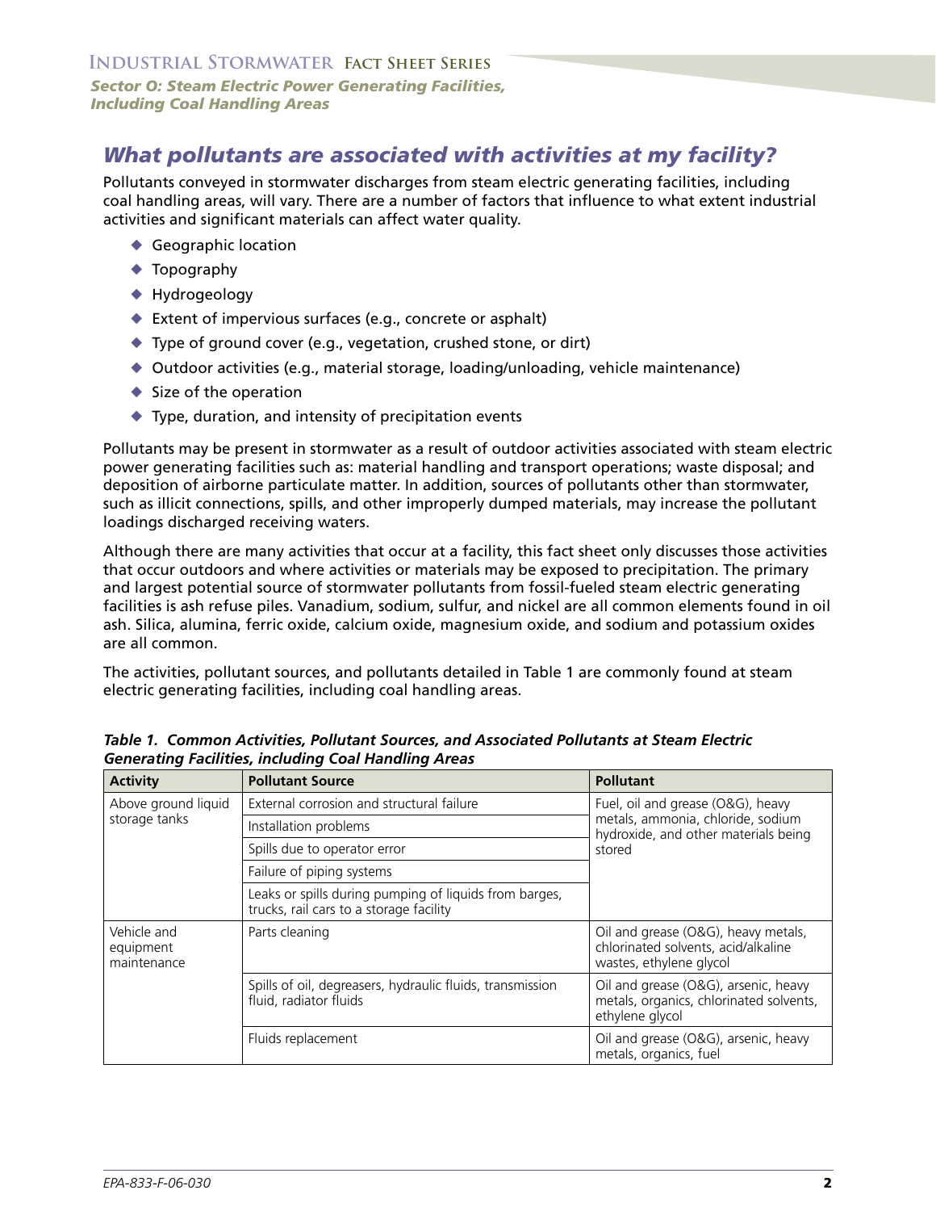## What pollutants are associated with activities at my facility?

Pollutants conveyed in stormwater discharges from steam electric generating facilities, including coal handling areas, will vary. There are a number of factors that influence to what extent industrial activities and significant materials can affect water quality.

- Geographic location
- Topography
- Hydrogeology
- Extent of impervious surfaces (e.g., concrete or asphalt)
- Type of ground cover (e.g., vegetation, crushed stone, or dirt)
- Outdoor activities (e.g., material storage, loading/unloading, vehicle maintenance)
- Size of the operation
- Type, duration, and intensity of precipitation events

Pollutants may be present in stormwater as a result of outdoor activities associated with steam electric power generating facilities such as: material handling and transport operations; waste disposal; and deposition of airborne particulate matter. In addition, sources of pollutants other than stormwater, such as illicit connections, spills, and other improperly dumped materials, may increase the pollutant loadings discharged receiving waters.

Although there are many activities that occur at a facility, this fact sheet only discusses those activities that occur outdoors and where activities or materials may be exposed to precipitation. The primary and largest potential source of stormwater pollutants from fossil-fueled steam electric generating facilities is ash refuse piles. Vanadium, sodium, sulfur, and nickel are all common elements found in oil ash. Silica, alumina, ferric oxide, calcium oxide, magnesium oxide, and sodium and potassium oxides are all common.

The activities, pollutant sources, and pollutants detailed in Table 1 are commonly found at steam electric generating facilities, including coal handling areas.

*Table 1. Common Activities, Pollutant Sources, and Associated Pollutants at Steam Electric Generating Facilities, including Coal Handling Areas*

| Activity | Pollutant Source | Pollutant |
|---|---|---|
| Above ground liquid storage tanks | External corrosion and structural failure | Fuel, oil and grease (O&G), heavy metals, ammonia, chloride, sodium hydroxide, and other materials being stored |
| | Installation problems | |
| | Spills due to operator error | |
| | Failure of piping systems | |
| | Leaks or spills during pumping of liquids from barges, trucks, rail cars to a storage facility | |
| Vehicle and equipment maintenance | Parts cleaning | Oil and grease (O&G), heavy metals, chlorinated solvents, acid/alkaline wastes, ethylene glycol |
| | Spills of oil, degreasers, hydraulic fluids, transmission fluid, radiator fluids | Oil and grease (O&G), arsenic, heavy metals, organics, chlorinated solvents, ethylene glycol |
| | Fluids replacement | Oil and grease (O&G), arsenic, heavy metals, organics, fuel |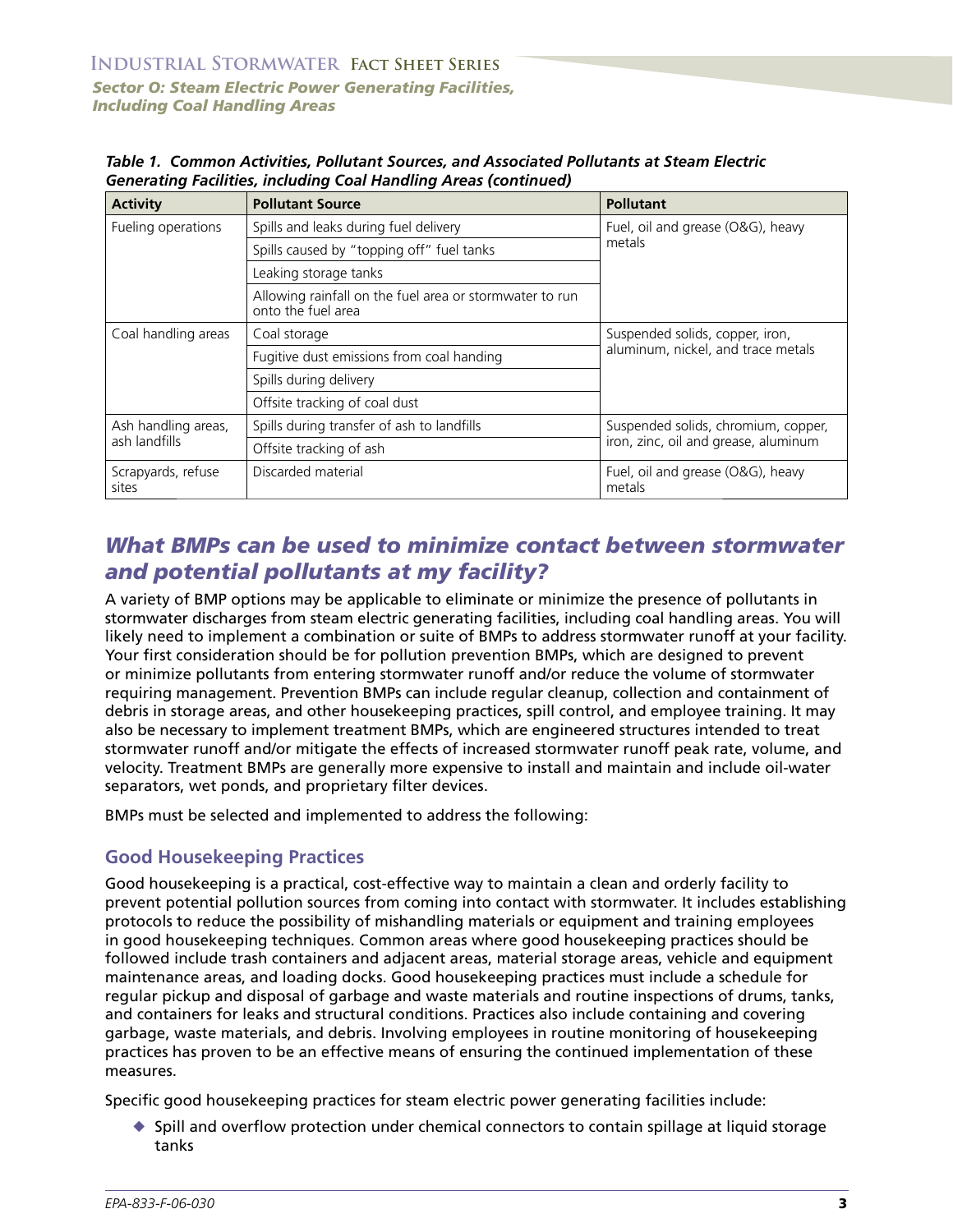*Table 1. Common Activities, Pollutant Sources, and Associated Pollutants at Steam Electric Generating Facilities, including Coal Handling Areas (continued)*

| Activity | Pollutant Source | Pollutant |
|---|---|---|
| Fueling operations | Spills and leaks during fuel delivery | Fuel, oil and grease (O&G), heavy metals |
| | Spills caused by "topping off" fuel tanks | |
| | Leaking storage tanks | |
| | Allowing rainfall on the fuel area or stormwater to run onto the fuel area | |
| Coal handling areas | Coal storage | Suspended solids, copper, iron, aluminum, nickel, and trace metals |
| | Fugitive dust emissions from coal handing | |
| | Spills during delivery | |
| | Offsite tracking of coal dust | |
| Ash handling areas, ash landfills | Spills during transfer of ash to landfills | Suspended solids, chromium, copper, iron, zinc, oil and grease, aluminum |
| | Offsite tracking of ash | |
| Scrapyards, refuse sites | Discarded material | Fuel, oil and grease (O&G), heavy metals |

## *What BMPs can be used to minimize contact between stormwater and potential pollutants at my facility?*

A variety of BMP options may be applicable to eliminate or minimize the presence of pollutants in stormwater discharges from steam electric generating facilities, including coal handling areas. You will likely need to implement a combination or suite of BMPs to address stormwater runoff at your facility. Your first consideration should be for pollution prevention BMPs, which are designed to prevent or minimize pollutants from entering stormwater runoff and/or reduce the volume of stormwater requiring management. Prevention BMPs can include regular cleanup, collection and containment of debris in storage areas, and other housekeeping practices, spill control, and employee training. It may also be necessary to implement treatment BMPs, which are engineered structures intended to treat stormwater runoff and/or mitigate the effects of increased stormwater runoff peak rate, volume, and velocity. Treatment BMPs are generally more expensive to install and maintain and include oil-water separators, wet ponds, and proprietary filter devices.

BMPs must be selected and implemented to address the following:

### Good Housekeeping Practices

Good housekeeping is a practical, cost-effective way to maintain a clean and orderly facility to prevent potential pollution sources from coming into contact with stormwater. It includes establishing protocols to reduce the possibility of mishandling materials or equipment and training employees in good housekeeping techniques. Common areas where good housekeeping practices should be followed include trash containers and adjacent areas, material storage areas, vehicle and equipment maintenance areas, and loading docks. Good housekeeping practices must include a schedule for regular pickup and disposal of garbage and waste materials and routine inspections of drums, tanks, and containers for leaks and structural conditions. Practices also include containing and covering garbage, waste materials, and debris. Involving employees in routine monitoring of housekeeping practices has proven to be an effective means of ensuring the continued implementation of these measures.

Specific good housekeeping practices for steam electric power generating facilities include:

- Spill and overflow protection under chemical connectors to contain spillage at liquid storage tanks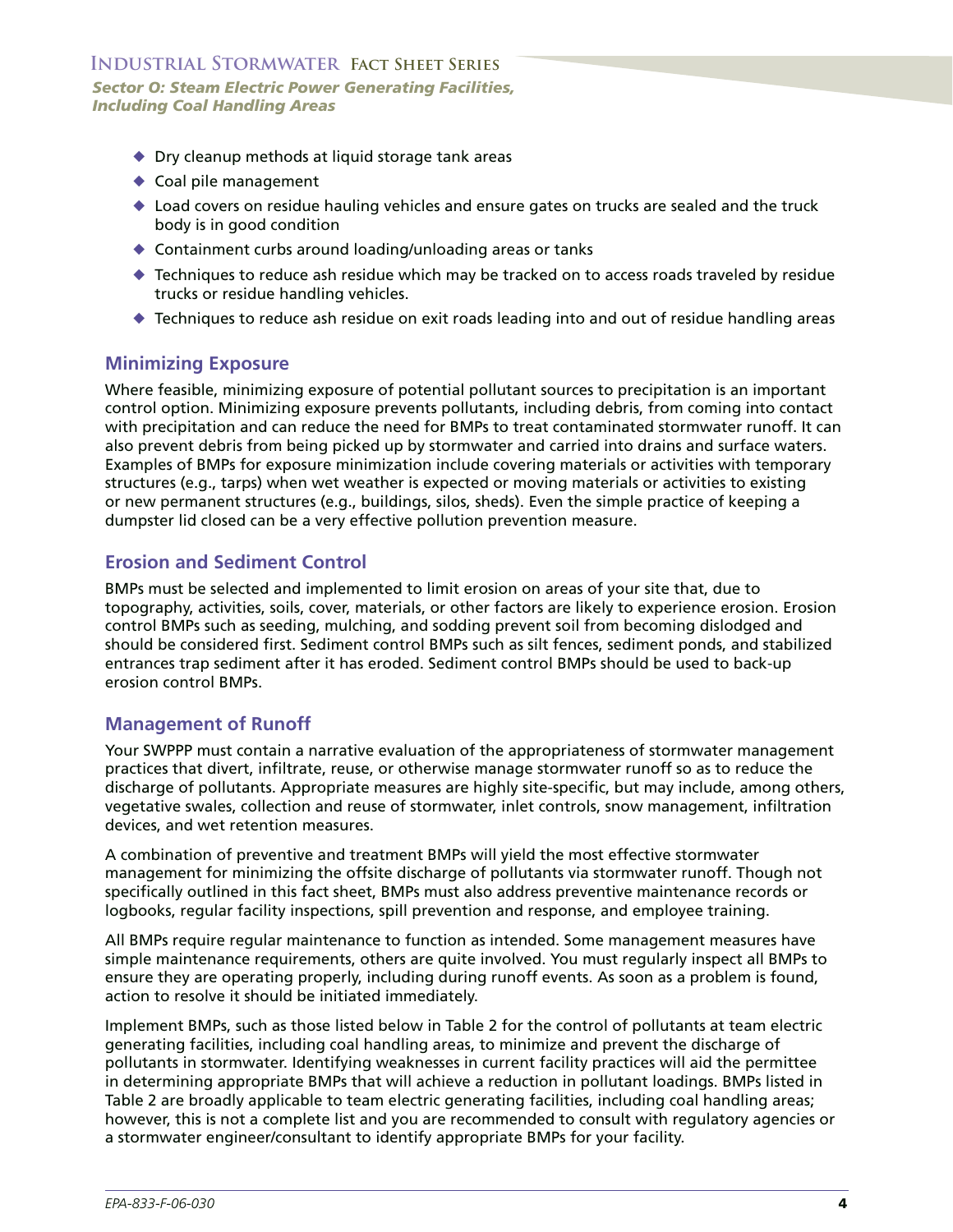- Dry cleanup methods at liquid storage tank areas
- Coal pile management
- Load covers on residue hauling vehicles and ensure gates on trucks are sealed and the truck body is in good condition
- Containment curbs around loading/unloading areas or tanks
- Techniques to reduce ash residue which may be tracked on to access roads traveled by residue trucks or residue handling vehicles.
- Techniques to reduce ash residue on exit roads leading into and out of residue handling areas

## Minimizing Exposure

Where feasible, minimizing exposure of potential pollutant sources to precipitation is an important control option. Minimizing exposure prevents pollutants, including debris, from coming into contact with precipitation and can reduce the need for BMPs to treat contaminated stormwater runoff. It can also prevent debris from being picked up by stormwater and carried into drains and surface waters. Examples of BMPs for exposure minimization include covering materials or activities with temporary structures (e.g., tarps) when wet weather is expected or moving materials or activities to existing or new permanent structures (e.g., buildings, silos, sheds). Even the simple practice of keeping a dumpster lid closed can be a very effective pollution prevention measure.

## Erosion and Sediment Control

BMPs must be selected and implemented to limit erosion on areas of your site that, due to topography, activities, soils, cover, materials, or other factors are likely to experience erosion. Erosion control BMPs such as seeding, mulching, and sodding prevent soil from becoming dislodged and should be considered first. Sediment control BMPs such as silt fences, sediment ponds, and stabilized entrances trap sediment after it has eroded. Sediment control BMPs should be used to back-up erosion control BMPs.

## Management of Runoff

Your SWPPP must contain a narrative evaluation of the appropriateness of stormwater management practices that divert, infiltrate, reuse, or otherwise manage stormwater runoff so as to reduce the discharge of pollutants. Appropriate measures are highly site-specific, but may include, among others, vegetative swales, collection and reuse of stormwater, inlet controls, snow management, infiltration devices, and wet retention measures.

A combination of preventive and treatment BMPs will yield the most effective stormwater management for minimizing the offsite discharge of pollutants via stormwater runoff. Though not specifically outlined in this fact sheet, BMPs must also address preventive maintenance records or logbooks, regular facility inspections, spill prevention and response, and employee training.

All BMPs require regular maintenance to function as intended. Some management measures have simple maintenance requirements, others are quite involved. You must regularly inspect all BMPs to ensure they are operating properly, including during runoff events. As soon as a problem is found, action to resolve it should be initiated immediately.

Implement BMPs, such as those listed below in Table 2 for the control of pollutants at team electric generating facilities, including coal handling areas, to minimize and prevent the discharge of pollutants in stormwater. Identifying weaknesses in current facility practices will aid the permittee in determining appropriate BMPs that will achieve a reduction in pollutant loadings. BMPs listed in Table 2 are broadly applicable to team electric generating facilities, including coal handling areas; however, this is not a complete list and you are recommended to consult with regulatory agencies or a stormwater engineer/consultant to identify appropriate BMPs for your facility.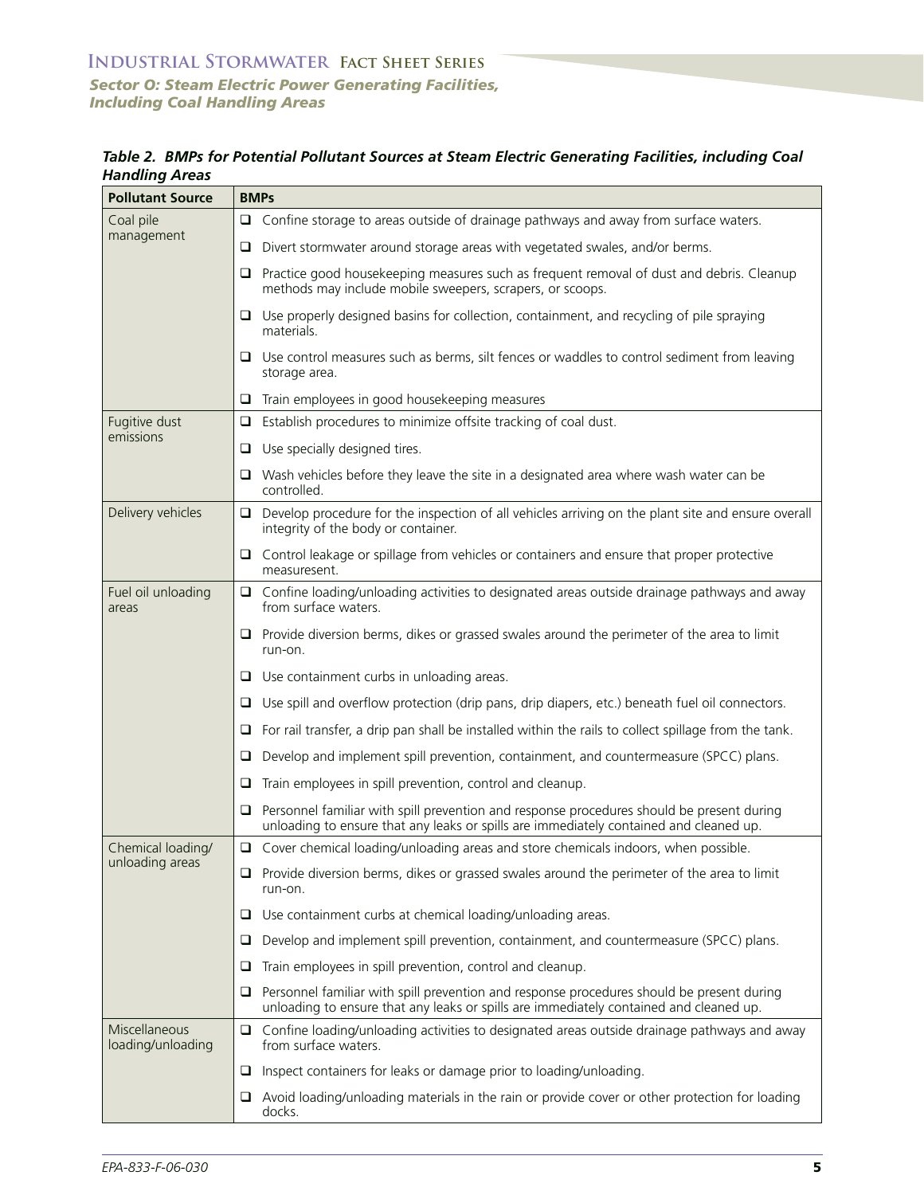*Table 2. BMPs for Potential Pollutant Sources at Steam Electric Generating Facilities, including Coal Handling Areas*

| Pollutant Source | BMPs |
|---|---|
| Coal pile management | ❑ Confine storage to areas outside of drainage pathways and away from surface waters. |
| | ❑ Divert stormwater around storage areas with vegetated swales, and/or berms. |
| | ❑ Practice good housekeeping measures such as frequent removal of dust and debris. Cleanup methods may include mobile sweepers, scrapers, or scoops. |
| | ❑ Use properly designed basins for collection, containment, and recycling of pile spraying materials. |
| | ❑ Use control measures such as berms, silt fences or waddles to control sediment from leaving storage area. |
| | ❑ Train employees in good housekeeping measures |
| Fugitive dust emissions | ❑ Establish procedures to minimize offsite tracking of coal dust. |
| | ❑ Use specially designed tires. |
| | ❑ Wash vehicles before they leave the site in a designated area where wash water can be controlled. |
| Delivery vehicles | ❑ Develop procedure for the inspection of all vehicles arriving on the plant site and ensure overall integrity of the body or container. |
| | ❑ Control leakage or spillage from vehicles or containers and ensure that proper protective measuresent. |
| Fuel oil unloading areas | ❑ Confine loading/unloading activities to designated areas outside drainage pathways and away from surface waters. |
| | ❑ Provide diversion berms, dikes or grassed swales around the perimeter of the area to limit run-on. |
| | ❑ Use containment curbs in unloading areas. |
| | ❑ Use spill and overflow protection (drip pans, drip diapers, etc.) beneath fuel oil connectors. |
| | ❑ For rail transfer, a drip pan shall be installed within the rails to collect spillage from the tank. |
| | ❑ Develop and implement spill prevention, containment, and countermeasure (SPCC) plans. |
| | ❑ Train employees in spill prevention, control and cleanup. |
| | ❑ Personnel familiar with spill prevention and response procedures should be present during unloading to ensure that any leaks or spills are immediately contained and cleaned up. |
| Chemical loading/ unloading areas | ❑ Cover chemical loading/unloading areas and store chemicals indoors, when possible. |
| | ❑ Provide diversion berms, dikes or grassed swales around the perimeter of the area to limit run-on. |
| | ❑ Use containment curbs at chemical loading/unloading areas. |
| | ❑ Develop and implement spill prevention, containment, and countermeasure (SPCC) plans. |
| | ❑ Train employees in spill prevention, control and cleanup. |
| | ❑ Personnel familiar with spill prevention and response procedures should be present during unloading to ensure that any leaks or spills are immediately contained and cleaned up. |
| Miscellaneous loading/unloading | ❑ Confine loading/unloading activities to designated areas outside drainage pathways and away from surface waters. |
| | ❑ Inspect containers for leaks or damage prior to loading/unloading. |
| | ❑ Avoid loading/unloading materials in the rain or provide cover or other protection for loading docks. |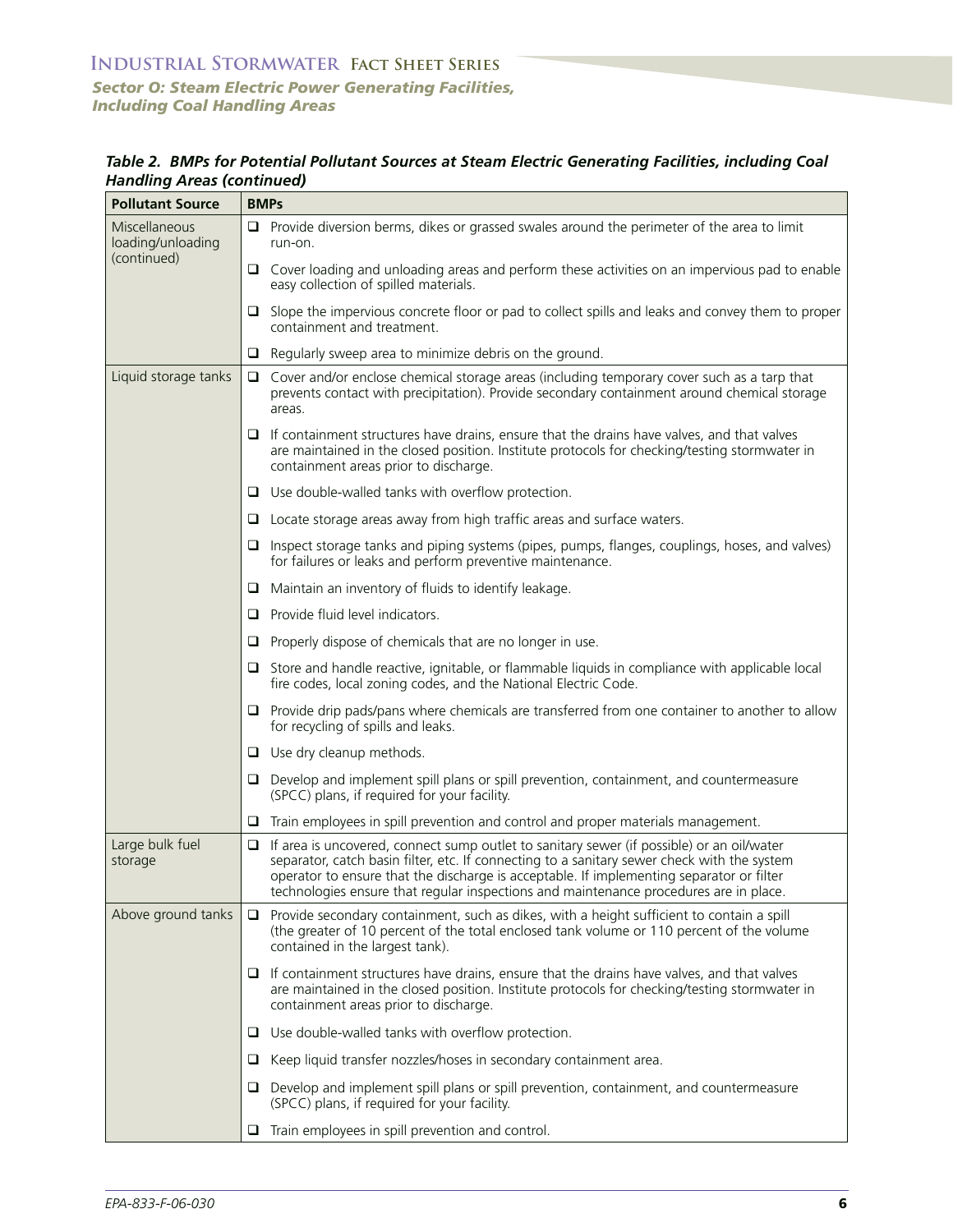*Table 2. BMPs for Potential Pollutant Sources at Steam Electric Generating Facilities, including Coal Handling Areas (continued)*

| Pollutant Source | BMPs |
|---|---|
| Miscellaneous loading/unloading (continued) | ❑ Provide diversion berms, dikes or grassed swales around the perimeter of the area to limit run-on. |
| | ❑ Cover loading and unloading areas and perform these activities on an impervious pad to enable easy collection of spilled materials. |
| | ❑ Slope the impervious concrete floor or pad to collect spills and leaks and convey them to proper containment and treatment. |
| | ❑ Regularly sweep area to minimize debris on the ground. |
| Liquid storage tanks | ❑ Cover and/or enclose chemical storage areas (including temporary cover such as a tarp that prevents contact with precipitation). Provide secondary containment around chemical storage areas. |
| | ❑ If containment structures have drains, ensure that the drains have valves, and that valves are maintained in the closed position. Institute protocols for checking/testing stormwater in containment areas prior to discharge. |
| | ❑ Use double-walled tanks with overflow protection. |
| | ❑ Locate storage areas away from high traffic areas and surface waters. |
| | ❑ Inspect storage tanks and piping systems (pipes, pumps, flanges, couplings, hoses, and valves) for failures or leaks and perform preventive maintenance. |
| | ❑ Maintain an inventory of fluids to identify leakage. |
| | ❑ Provide fluid level indicators. |
| | ❑ Properly dispose of chemicals that are no longer in use. |
| | ❑ Store and handle reactive, ignitable, or flammable liquids in compliance with applicable local fire codes, local zoning codes, and the National Electric Code. |
| | ❑ Provide drip pads/pans where chemicals are transferred from one container to another to allow for recycling of spills and leaks. |
| | ❑ Use dry cleanup methods. |
| | ❑ Develop and implement spill plans or spill prevention, containment, and countermeasure (SPCC) plans, if required for your facility. |
| | ❑ Train employees in spill prevention and control and proper materials management. |
| Large bulk fuel storage | ❑ If area is uncovered, connect sump outlet to sanitary sewer (if possible) or an oil/water separator, catch basin filter, etc. If connecting to a sanitary sewer check with the system operator to ensure that the discharge is acceptable. If implementing separator or filter technologies ensure that regular inspections and maintenance procedures are in place. |
| Above ground tanks | ❑ Provide secondary containment, such as dikes, with a height sufficient to contain a spill (the greater of 10 percent of the total enclosed tank volume or 110 percent of the volume contained in the largest tank). |
| | ❑ If containment structures have drains, ensure that the drains have valves, and that valves are maintained in the closed position. Institute protocols for checking/testing stormwater in containment areas prior to discharge. |
| | ❑ Use double-walled tanks with overflow protection. |
| | ❑ Keep liquid transfer nozzles/hoses in secondary containment area. |
| | ❑ Develop and implement spill plans or spill prevention, containment, and countermeasure (SPCC) plans, if required for your facility. |
| | ❑ Train employees in spill prevention and control. |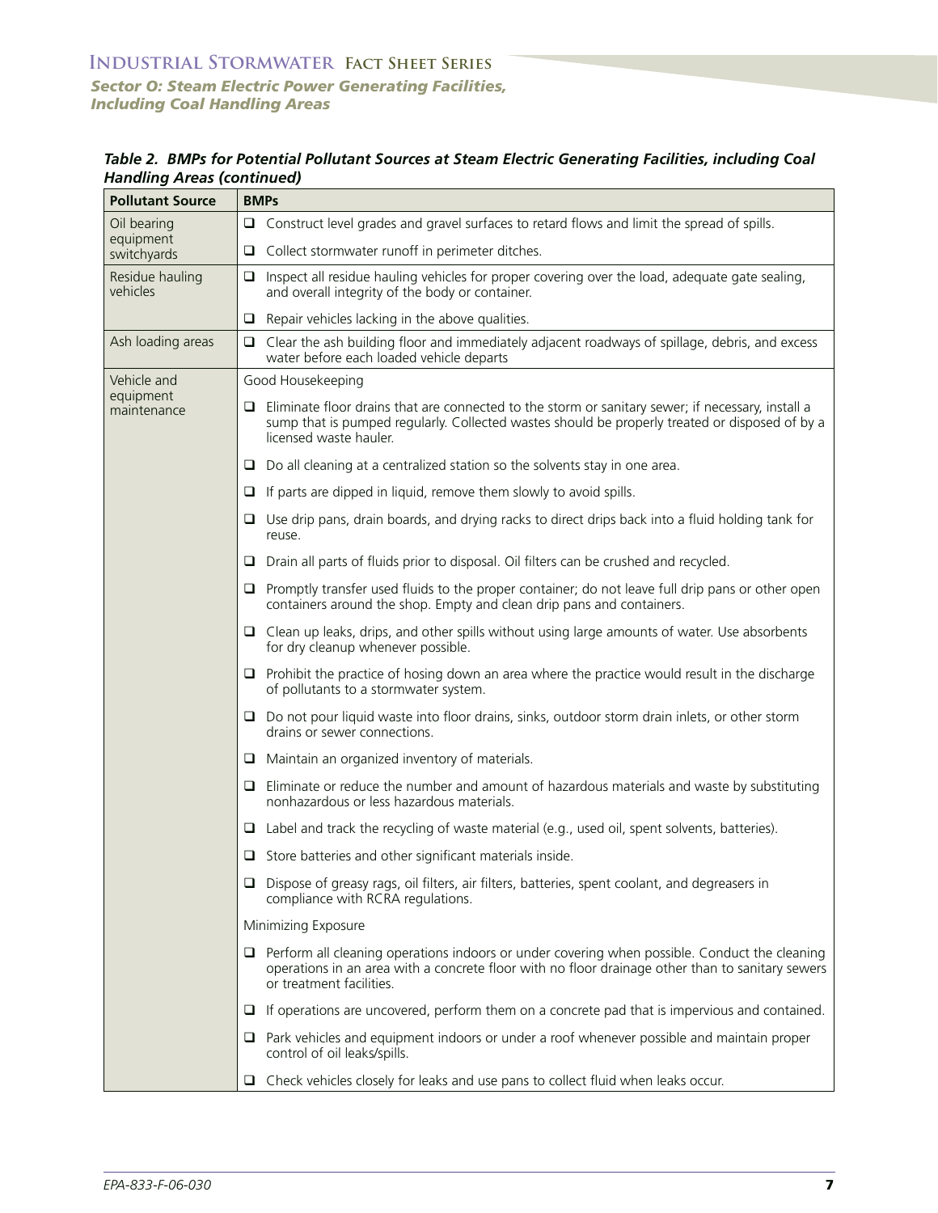*Table 2. BMPs for Potential Pollutant Sources at Steam Electric Generating Facilities, including Coal Handling Areas (continued)*

| Pollutant Source | BMPs |
|---|---|
| Oil bearing equipment switchyards | ❑ Construct level grades and gravel surfaces to retard flows and limit the spread of spills. |
| | ❑ Collect stormwater runoff in perimeter ditches. |
| Residue hauling vehicles | ❑ Inspect all residue hauling vehicles for proper covering over the load, adequate gate sealing, and overall integrity of the body or container. |
| | ❑ Repair vehicles lacking in the above qualities. |
| Ash loading areas | ❑ Clear the ash building floor and immediately adjacent roadways of spillage, debris, and excess water before each loaded vehicle departs |
| Vehicle and equipment maintenance | Good Housekeeping |
| | ❑ Eliminate floor drains that are connected to the storm or sanitary sewer; if necessary, install a sump that is pumped regularly. Collected wastes should be properly treated or disposed of by a licensed waste hauler. |
| | ❑ Do all cleaning at a centralized station so the solvents stay in one area. |
| | ❑ If parts are dipped in liquid, remove them slowly to avoid spills. |
| | ❑ Use drip pans, drain boards, and drying racks to direct drips back into a fluid holding tank for reuse. |
| | ❑ Drain all parts of fluids prior to disposal. Oil filters can be crushed and recycled. |
| | ❑ Promptly transfer used fluids to the proper container; do not leave full drip pans or other open containers around the shop. Empty and clean drip pans and containers. |
| | ❑ Clean up leaks, drips, and other spills without using large amounts of water. Use absorbents for dry cleanup whenever possible. |
| | ❑ Prohibit the practice of hosing down an area where the practice would result in the discharge of pollutants to a stormwater system. |
| | ❑ Do not pour liquid waste into floor drains, sinks, outdoor storm drain inlets, or other storm drains or sewer connections. |
| | ❑ Maintain an organized inventory of materials. |
| | ❑ Eliminate or reduce the number and amount of hazardous materials and waste by substituting nonhazardous or less hazardous materials. |
| | ❑ Label and track the recycling of waste material (e.g., used oil, spent solvents, batteries). |
| | ❑ Store batteries and other significant materials inside. |
| | ❑ Dispose of greasy rags, oil filters, air filters, batteries, spent coolant, and degreasers in compliance with RCRA regulations. |
| | Minimizing Exposure |
| | ❑ Perform all cleaning operations indoors or under covering when possible. Conduct the cleaning operations in an area with a concrete floor with no floor drainage other than to sanitary sewers or treatment facilities. |
| | ❑ If operations are uncovered, perform them on a concrete pad that is impervious and contained. |
| | ❑ Park vehicles and equipment indoors or under a roof whenever possible and maintain proper control of oil leaks/spills. |
| | ❑ Check vehicles closely for leaks and use pans to collect fluid when leaks occur. |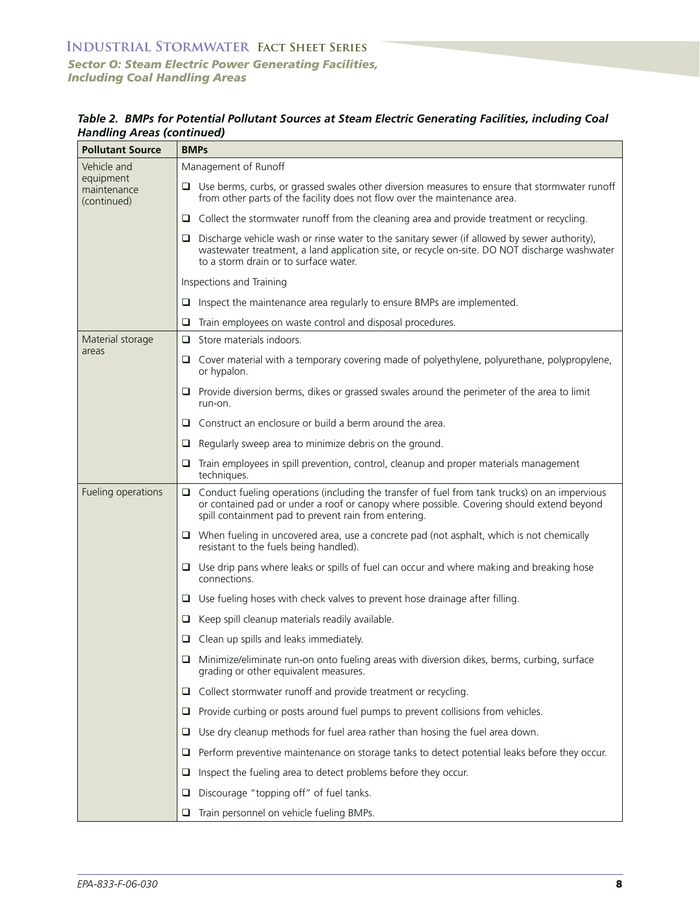*Table 2. BMPs for Potential Pollutant Sources at Steam Electric Generating Facilities, including Coal Handling Areas (continued)*

| Pollutant Source | BMPs |
|---|---|
| Vehicle and equipment maintenance (continued) | Management of Runoff |
| | ❑ Use berms, curbs, or grassed swales other diversion measures to ensure that stormwater runoff from other parts of the facility does not flow over the maintenance area. |
| | ❑ Collect the stormwater runoff from the cleaning area and provide treatment or recycling. |
| | ❑ Discharge vehicle wash or rinse water to the sanitary sewer (if allowed by sewer authority), wastewater treatment, a land application site, or recycle on-site. DO NOT discharge washwater to a storm drain or to surface water. |
| | Inspections and Training |
| | ❑ Inspect the maintenance area regularly to ensure BMPs are implemented. |
| | ❑ Train employees on waste control and disposal procedures. |
| Material storage areas | ❑ Store materials indoors. |
| | ❑ Cover material with a temporary covering made of polyethylene, polyurethane, polypropylene, or hypalon. |
| | ❑ Provide diversion berms, dikes or grassed swales around the perimeter of the area to limit run-on. |
| | ❑ Construct an enclosure or build a berm around the area. |
| | ❑ Regularly sweep area to minimize debris on the ground. |
| | ❑ Train employees in spill prevention, control, cleanup and proper materials management techniques. |
| Fueling operations | ❑ Conduct fueling operations (including the transfer of fuel from tank trucks) on an impervious or contained pad or under a roof or canopy where possible. Covering should extend beyond spill containment pad to prevent rain from entering. |
| | ❑ When fueling in uncovered area, use a concrete pad (not asphalt, which is not chemically resistant to the fuels being handled). |
| | ❑ Use drip pans where leaks or spills of fuel can occur and where making and breaking hose connections. |
| | ❑ Use fueling hoses with check valves to prevent hose drainage after filling. |
| | ❑ Keep spill cleanup materials readily available. |
| | ❑ Clean up spills and leaks immediately. |
| | ❑ Minimize/eliminate run-on onto fueling areas with diversion dikes, berms, curbing, surface grading or other equivalent measures. |
| | ❑ Collect stormwater runoff and provide treatment or recycling. |
| | ❑ Provide curbing or posts around fuel pumps to prevent collisions from vehicles. |
| | ❑ Use dry cleanup methods for fuel area rather than hosing the fuel area down. |
| | ❑ Perform preventive maintenance on storage tanks to detect potential leaks before they occur. |
| | ❑ Inspect the fueling area to detect problems before they occur. |
| | ❑ Discourage "topping off" of fuel tanks. |
| | ❑ Train personnel on vehicle fueling BMPs. |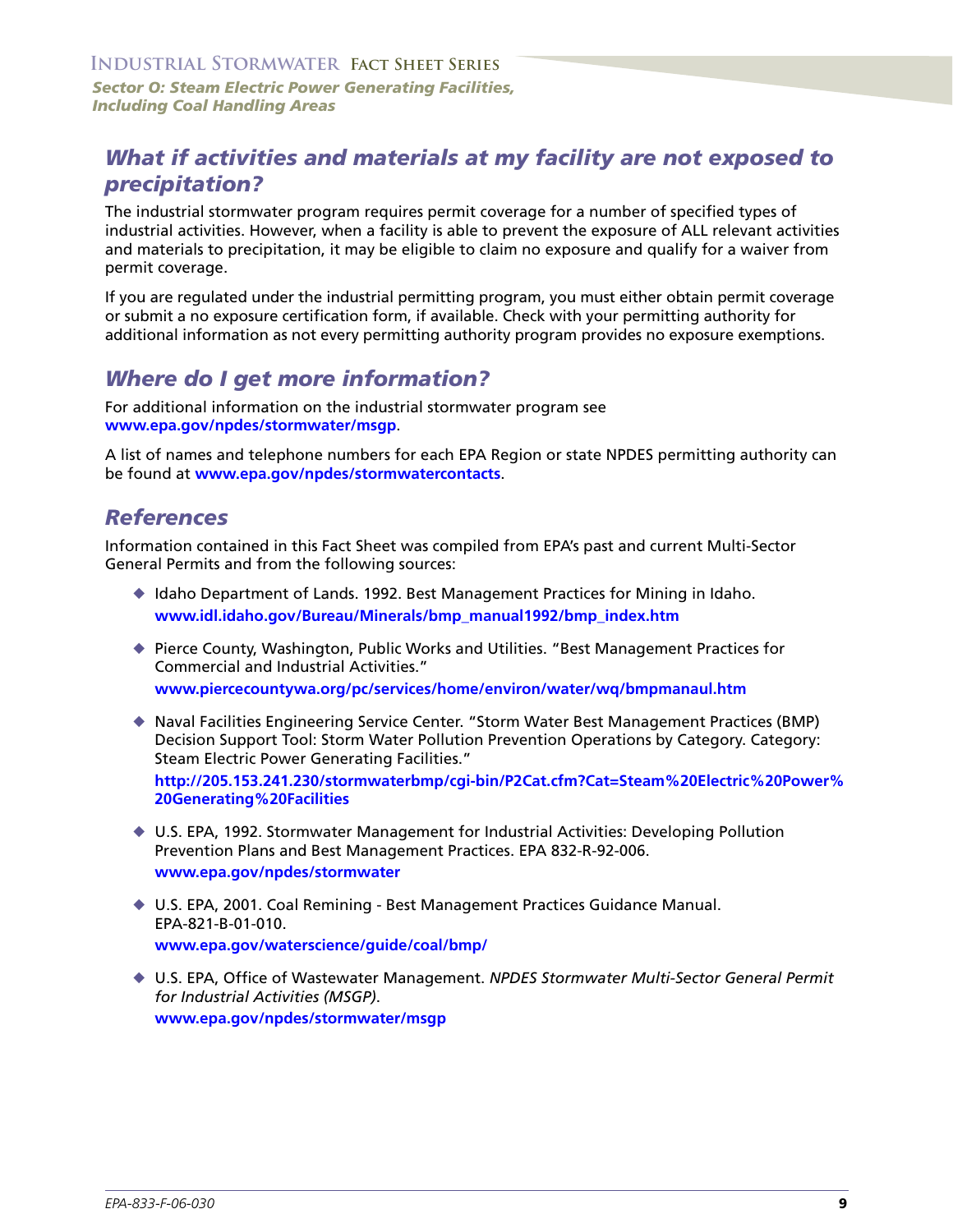## What if activities and materials at my facility are not exposed to precipitation?

The industrial stormwater program requires permit coverage for a number of specified types of industrial activities. However, when a facility is able to prevent the exposure of ALL relevant activities and materials to precipitation, it may be eligible to claim no exposure and qualify for a waiver from permit coverage.

If you are regulated under the industrial permitting program, you must either obtain permit coverage or submit a no exposure certification form, if available. Check with your permitting authority for additional information as not every permitting authority program provides no exposure exemptions.

## Where do I get more information?

For additional information on the industrial stormwater program see **www.epa.gov/npdes/stormwater/msgp**.

A list of names and telephone numbers for each EPA Region or state NPDES permitting authority can be found at **www.epa.gov/npdes/stormwatercontacts**.

## References

Information contained in this Fact Sheet was compiled from EPA's past and current Multi-Sector General Permits and from the following sources:

- Idaho Department of Lands. 1992. Best Management Practices for Mining in Idaho.
  **www.idl.idaho.gov/Bureau/Minerals/bmp_manual1992/bmp_index.htm**
- Pierce County, Washington, Public Works and Utilities. "Best Management Practices for Commercial and Industrial Activities."
  **www.piercecountywa.org/pc/services/home/environ/water/wq/bmpmanaul.htm**
- Naval Facilities Engineering Service Center. "Storm Water Best Management Practices (BMP) Decision Support Tool: Storm Water Pollution Prevention Operations by Category. Category: Steam Electric Power Generating Facilities."
  **http://205.153.241.230/stormwaterbmp/cgi-bin/P2Cat.cfm?Cat=Steam%20Electric%20Power%20Generating%20Facilities**
- U.S. EPA, 1992. Stormwater Management for Industrial Activities: Developing Pollution Prevention Plans and Best Management Practices. EPA 832-R-92-006.
  **www.epa.gov/npdes/stormwater**
- U.S. EPA, 2001. Coal Remining - Best Management Practices Guidance Manual. EPA-821-B-01-010.
  **www.epa.gov/waterscience/guide/coal/bmp/**
- U.S. EPA, Office of Wastewater Management. *NPDES Stormwater Multi-Sector General Permit for Industrial Activities (MSGP).*
  **www.epa.gov/npdes/stormwater/msgp**